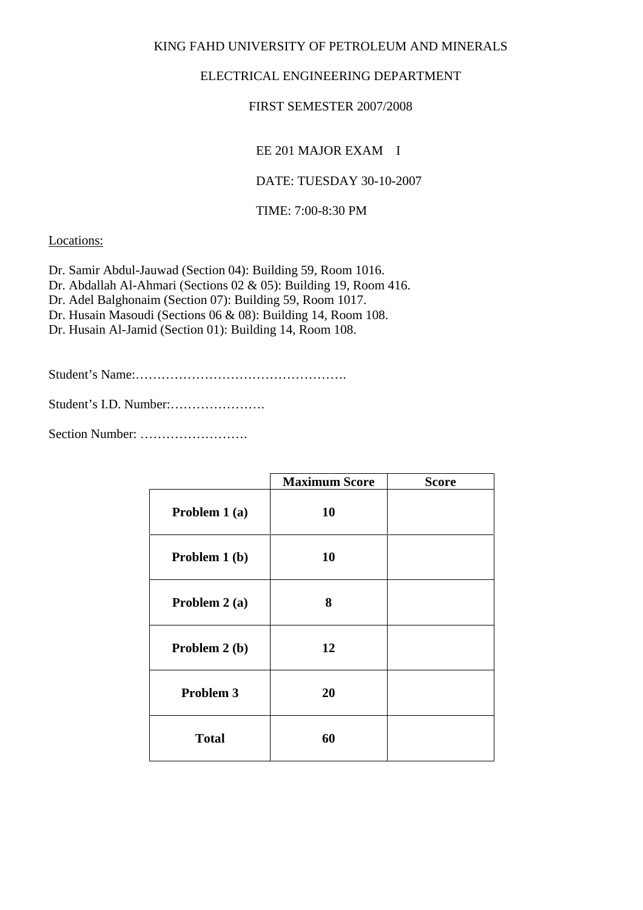KING FAHD UNIVERSITY OF PETROLEUM AND MINERALS

ELECTRICAL ENGINEERING DEPARTMENT

FIRST SEMESTER 2007/2008

EE 201 MAJOR EXAM I

DATE: TUESDAY 30-10-2007

TIME: 7:00-8:30 PM

Locations:

Dr. Samir Abdul-Jauwad (Section 04): Building 59, Room 1016.
Dr. Abdallah Al-Ahmari (Sections 02 & 05): Building 19, Room 416.
Dr. Adel Balghonaim (Section 07): Building 59, Room 1017.
Dr. Husain Masoudi (Sections 06 & 08): Building 14, Room 108.
Dr. Husain Al-Jamid (Section 01): Building 14, Room 108.

Student's Name:………………………………………….

Student's I.D. Number:………………….

Section Number: …………………….

| | **Maximum Score** | **Score** |
|---|---|---|
| **Problem 1 (a)** | **10** | |
| **Problem 1 (b)** | **10** | |
| **Problem 2 (a)** | **8** | |
| **Problem 2 (b)** | **12** | |
| **Problem 3** | **20** | |
| **Total** | **60** | |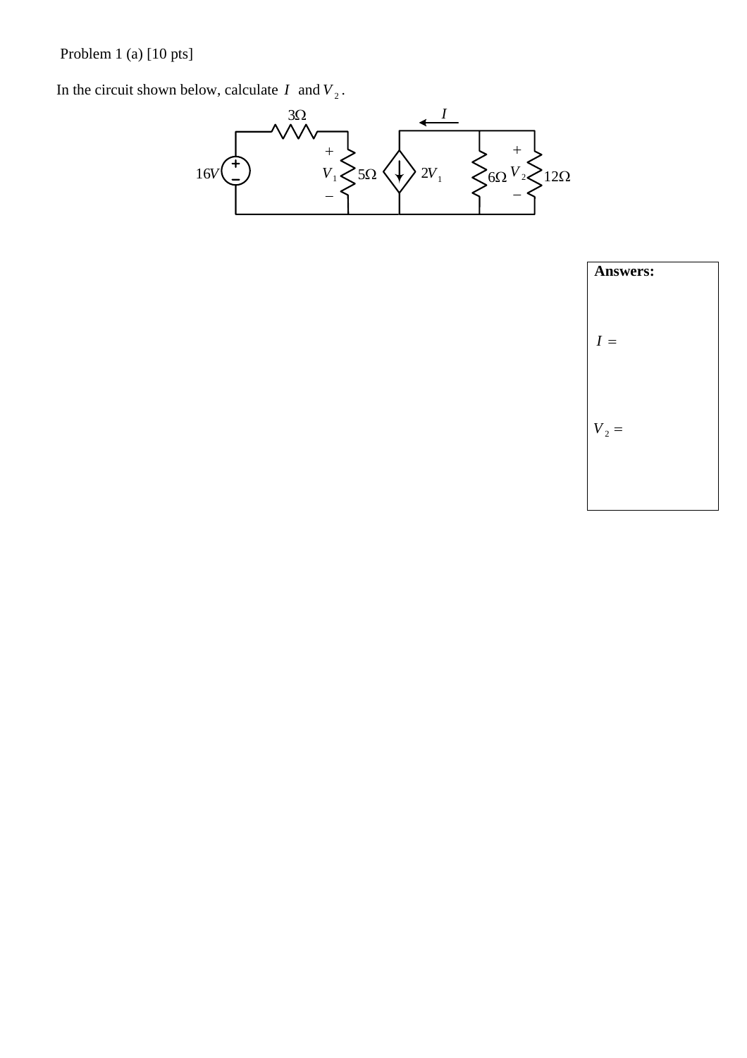Problem 1 (a) [10 pts]

In the circuit shown below, calculate $I$ and $V_2$.

$3\Omega$ $I$

$16V$ $V_1$ $5\Omega$ $2V_1$ $6\Omega$ $V_2$ $12\Omega$

**Answers:**

$I =$

$V_2 =$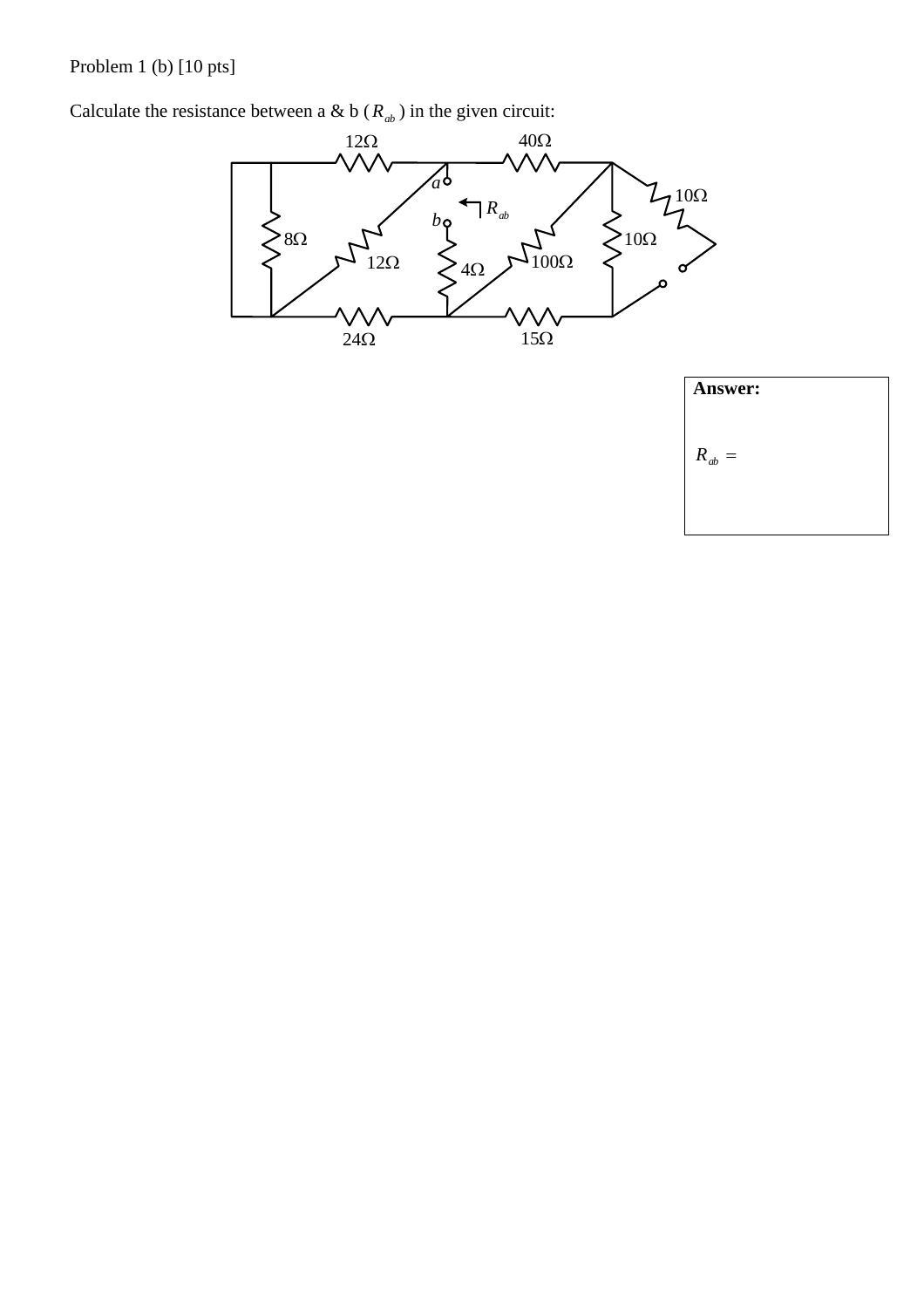Problem 1 (b) [10 pts]

Calculate the resistance between a & b ($R_{ab}$) in the given circuit:

12Ω 40Ω

$a$

10Ω

$R_{ab}$

$b$

8Ω 10Ω

12Ω 100Ω

4Ω

24Ω 15Ω

**Answer:**

$R_{ab}$ =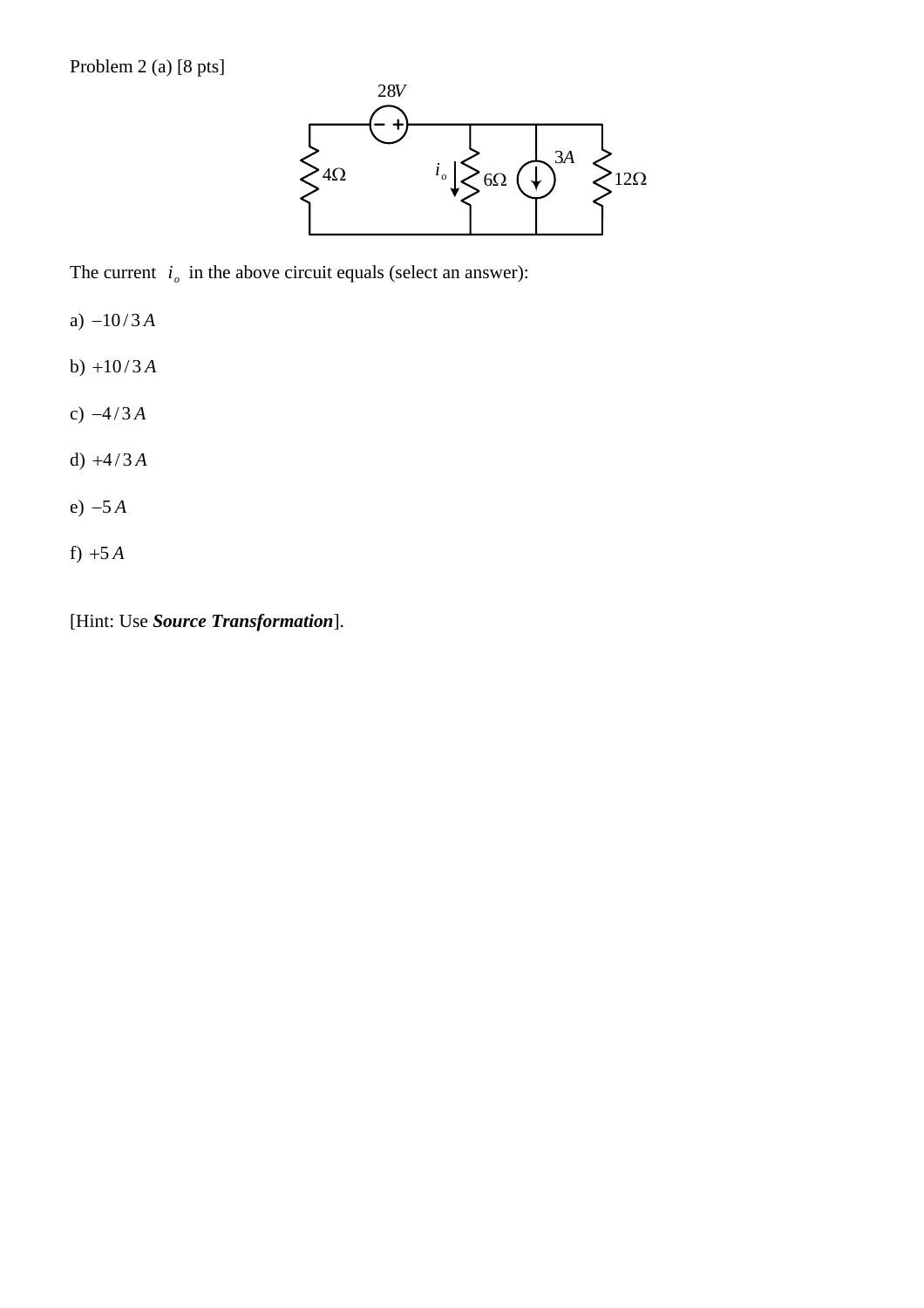Problem 2 (a) [8 pts]

The current $i_o$ in the above circuit equals (select an answer):

a) $-10/3\,A$

b) $+10/3\,A$

c) $-4/3\,A$

d) $+4/3\,A$

e) $-5\,A$

f) $+5\,A$

[Hint: Use ***Source Transformation***].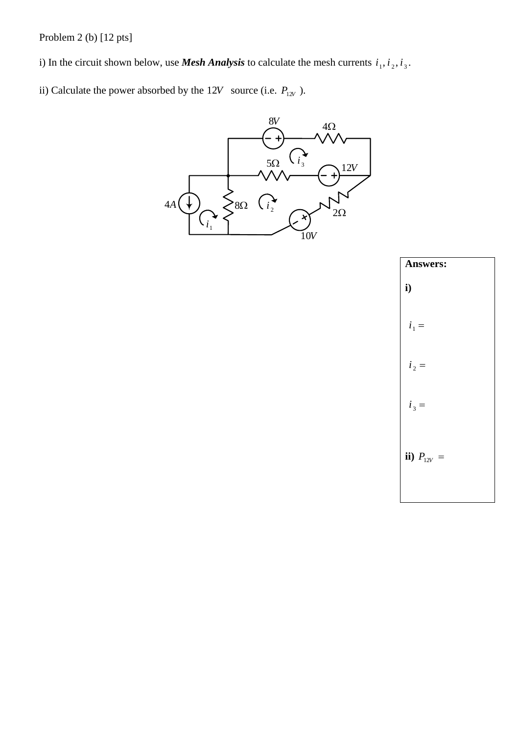Problem 2 (b) [12 pts]

i) In the circuit shown below, use ***Mesh Analysis*** to calculate the mesh currents $i_1, i_2, i_3$.

ii) Calculate the power absorbed by the $12V$ source (i.e. $P_{12V}$ ).

$8V$

$4\Omega$

$i_3$

$5\Omega$

$12V$

$4A$

$8\Omega$

$i_2$

$2\Omega$

$i_1$

$10V$

**Answers:**

**i)**

$i_1 =$

$i_2 =$

$i_3 =$

**ii)** $P_{12V} =$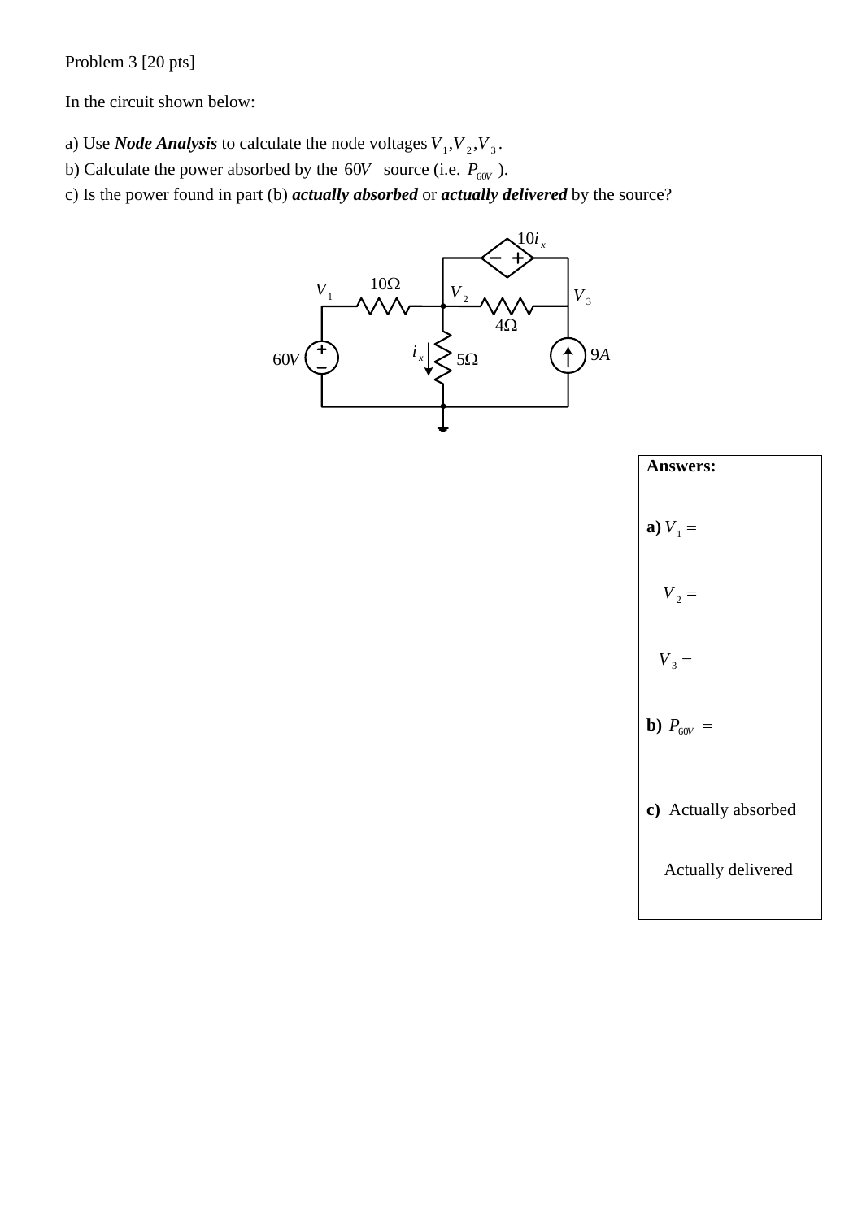Problem 3 [20 pts]

In the circuit shown below:

a) Use ***Node Analysis*** to calculate the node voltages $V_1, V_2, V_3$.
b) Calculate the power absorbed by the $60V$ source (i.e. $P_{60V}$ ).
c) Is the power found in part (b) ***actually absorbed*** or ***actually delivered*** by the source?

$10i_x$

$V_1$ 10Ω $V_2$ $V_3$

4Ω

$60V$ $i_x$ 5Ω $9A$

**Answers:**

**a)** $V_1 =$

$V_2 =$

$V_3 =$

**b)** $P_{60V} =$

**c)** Actually absorbed

Actually delivered